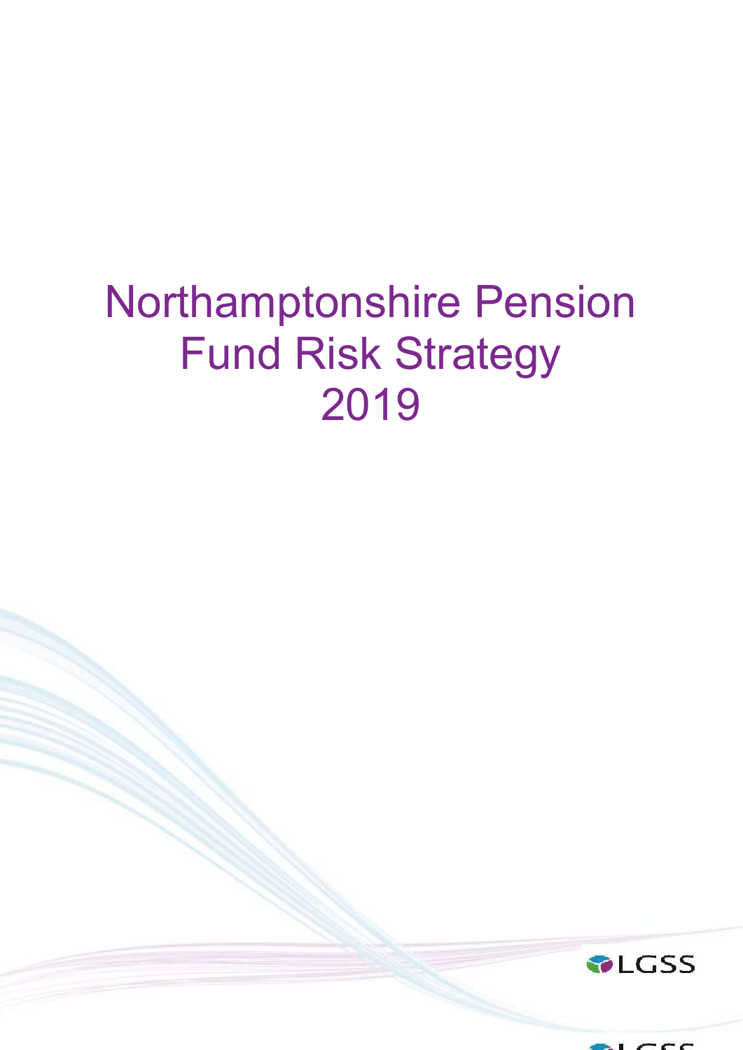# Northamptonshire Pension Fund Risk Strategy 2019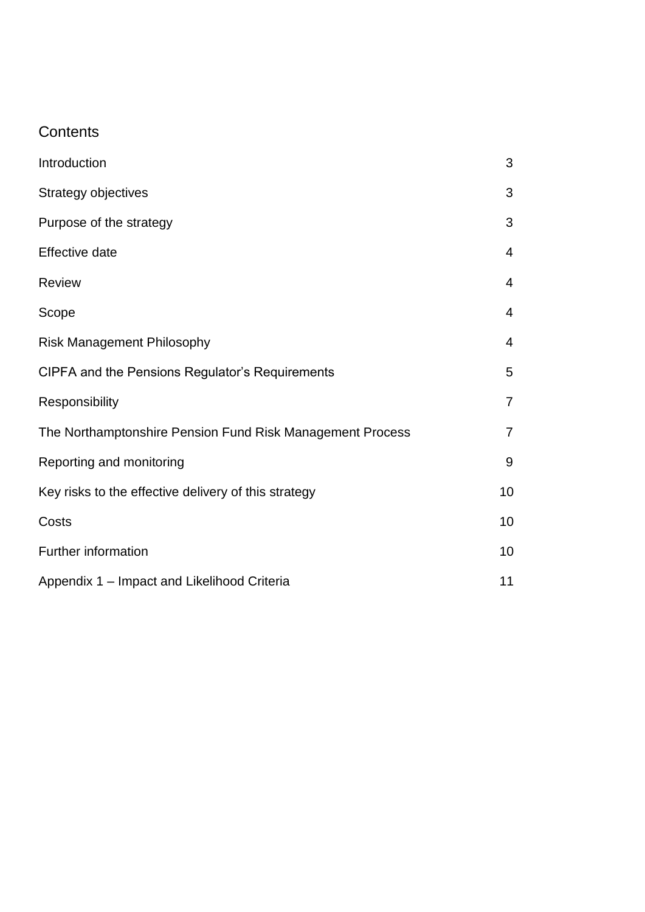# Contents

| | |
|---|---|
| Introduction | 3 |
| Strategy objectives | 3 |
| Purpose of the strategy | 3 |
| Effective date | 4 |
| Review | 4 |
| Scope | 4 |
| Risk Management Philosophy | 4 |
| CIPFA and the Pensions Regulator's Requirements | 5 |
| Responsibility | 7 |
| The Northamptonshire Pension Fund Risk Management Process | 7 |
| Reporting and monitoring | 9 |
| Key risks to the effective delivery of this strategy | 10 |
| Costs | 10 |
| Further information | 10 |
| Appendix 1 – Impact and Likelihood Criteria | 11 |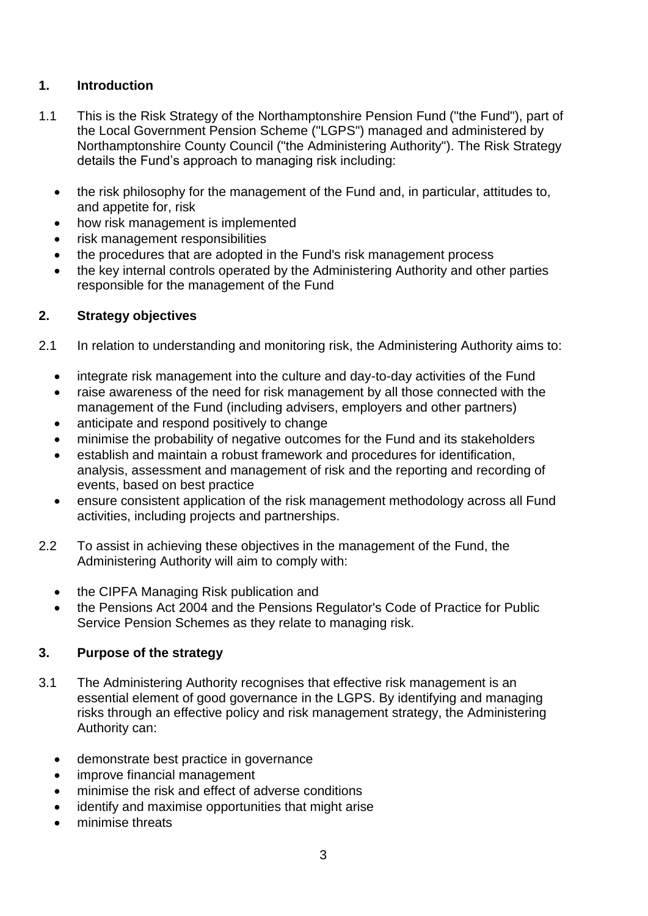## 1. Introduction

1.1 This is the Risk Strategy of the Northamptonshire Pension Fund ("the Fund"), part of the Local Government Pension Scheme ("LGPS") managed and administered by Northamptonshire County Council ("the Administering Authority"). The Risk Strategy details the Fund's approach to managing risk including:

- the risk philosophy for the management of the Fund and, in particular, attitudes to, and appetite for, risk
- how risk management is implemented
- risk management responsibilities
- the procedures that are adopted in the Fund's risk management process
- the key internal controls operated by the Administering Authority and other parties responsible for the management of the Fund

## 2. Strategy objectives

2.1 In relation to understanding and monitoring risk, the Administering Authority aims to:

- integrate risk management into the culture and day-to-day activities of the Fund
- raise awareness of the need for risk management by all those connected with the management of the Fund (including advisers, employers and other partners)
- anticipate and respond positively to change
- minimise the probability of negative outcomes for the Fund and its stakeholders
- establish and maintain a robust framework and procedures for identification, analysis, assessment and management of risk and the reporting and recording of events, based on best practice
- ensure consistent application of the risk management methodology across all Fund activities, including projects and partnerships.

2.2 To assist in achieving these objectives in the management of the Fund, the Administering Authority will aim to comply with:

- the CIPFA Managing Risk publication and
- the Pensions Act 2004 and the Pensions Regulator's Code of Practice for Public Service Pension Schemes as they relate to managing risk.

## 3. Purpose of the strategy

3.1 The Administering Authority recognises that effective risk management is an essential element of good governance in the LGPS. By identifying and managing risks through an effective policy and risk management strategy, the Administering Authority can:

- demonstrate best practice in governance
- improve financial management
- minimise the risk and effect of adverse conditions
- identify and maximise opportunities that might arise
- minimise threats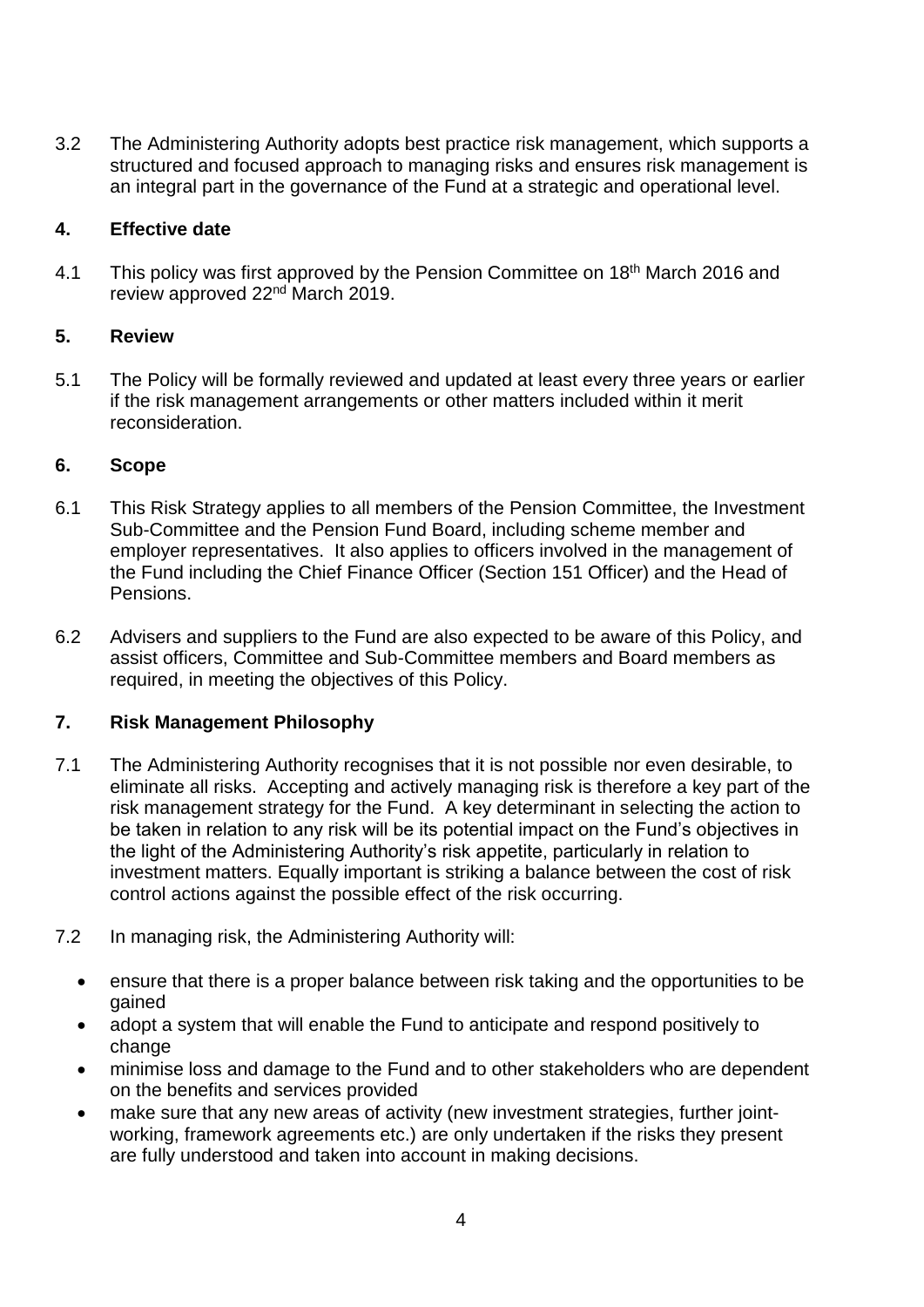3.2 The Administering Authority adopts best practice risk management, which supports a structured and focused approach to managing risks and ensures risk management is an integral part in the governance of the Fund at a strategic and operational level.

## 4. Effective date

4.1 This policy was first approved by the Pension Committee on 18th March 2016 and review approved 22nd March 2019.

## 5. Review

5.1 The Policy will be formally reviewed and updated at least every three years or earlier if the risk management arrangements or other matters included within it merit reconsideration.

## 6. Scope

6.1 This Risk Strategy applies to all members of the Pension Committee, the Investment Sub-Committee and the Pension Fund Board, including scheme member and employer representatives. It also applies to officers involved in the management of the Fund including the Chief Finance Officer (Section 151 Officer) and the Head of Pensions.

6.2 Advisers and suppliers to the Fund are also expected to be aware of this Policy, and assist officers, Committee and Sub-Committee members and Board members as required, in meeting the objectives of this Policy.

## 7. Risk Management Philosophy

7.1 The Administering Authority recognises that it is not possible nor even desirable, to eliminate all risks. Accepting and actively managing risk is therefore a key part of the risk management strategy for the Fund. A key determinant in selecting the action to be taken in relation to any risk will be its potential impact on the Fund's objectives in the light of the Administering Authority's risk appetite, particularly in relation to investment matters. Equally important is striking a balance between the cost of risk control actions against the possible effect of the risk occurring.

7.2 In managing risk, the Administering Authority will:

- ensure that there is a proper balance between risk taking and the opportunities to be gained
- adopt a system that will enable the Fund to anticipate and respond positively to change
- minimise loss and damage to the Fund and to other stakeholders who are dependent on the benefits and services provided
- make sure that any new areas of activity (new investment strategies, further joint-working, framework agreements etc.) are only undertaken if the risks they present are fully understood and taken into account in making decisions.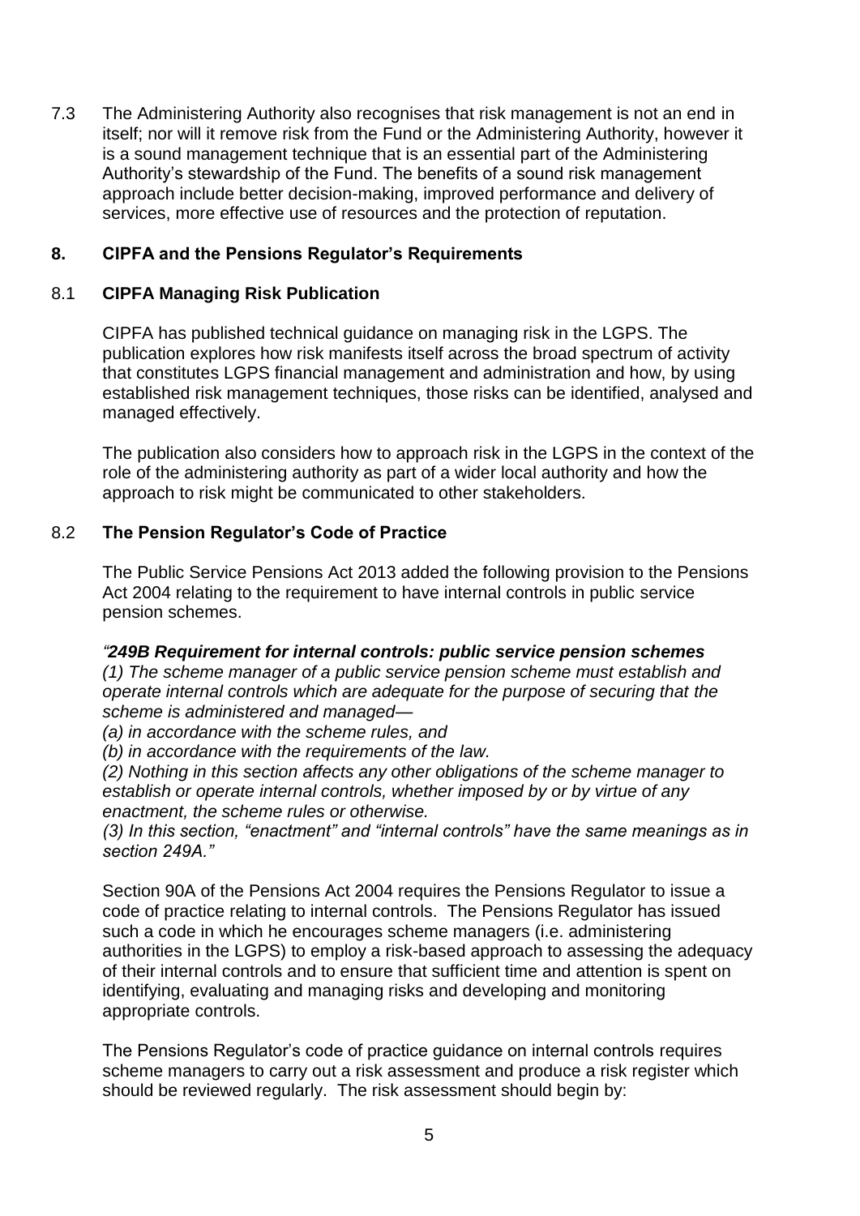7.3 The Administering Authority also recognises that risk management is not an end in itself; nor will it remove risk from the Fund or the Administering Authority, however it is a sound management technique that is an essential part of the Administering Authority's stewardship of the Fund. The benefits of a sound risk management approach include better decision-making, improved performance and delivery of services, more effective use of resources and the protection of reputation.

## 8. CIPFA and the Pensions Regulator's Requirements

### 8.1 CIPFA Managing Risk Publication

CIPFA has published technical guidance on managing risk in the LGPS. The publication explores how risk manifests itself across the broad spectrum of activity that constitutes LGPS financial management and administration and how, by using established risk management techniques, those risks can be identified, analysed and managed effectively.

The publication also considers how to approach risk in the LGPS in the context of the role of the administering authority as part of a wider local authority and how the approach to risk might be communicated to other stakeholders.

### 8.2 The Pension Regulator's Code of Practice

The Public Service Pensions Act 2013 added the following provision to the Pensions Act 2004 relating to the requirement to have internal controls in public service pension schemes.

*"**249B Requirement for internal controls: public service pension schemes***
*(1) The scheme manager of a public service pension scheme must establish and operate internal controls which are adequate for the purpose of securing that the scheme is administered and managed—*
*(a) in accordance with the scheme rules, and*
*(b) in accordance with the requirements of the law.*
*(2) Nothing in this section affects any other obligations of the scheme manager to establish or operate internal controls, whether imposed by or by virtue of any enactment, the scheme rules or otherwise.*
*(3) In this section, "enactment" and "internal controls" have the same meanings as in section 249A."*

Section 90A of the Pensions Act 2004 requires the Pensions Regulator to issue a code of practice relating to internal controls. The Pensions Regulator has issued such a code in which he encourages scheme managers (i.e. administering authorities in the LGPS) to employ a risk-based approach to assessing the adequacy of their internal controls and to ensure that sufficient time and attention is spent on identifying, evaluating and managing risks and developing and monitoring appropriate controls.

The Pensions Regulator's code of practice guidance on internal controls requires scheme managers to carry out a risk assessment and produce a risk register which should be reviewed regularly. The risk assessment should begin by: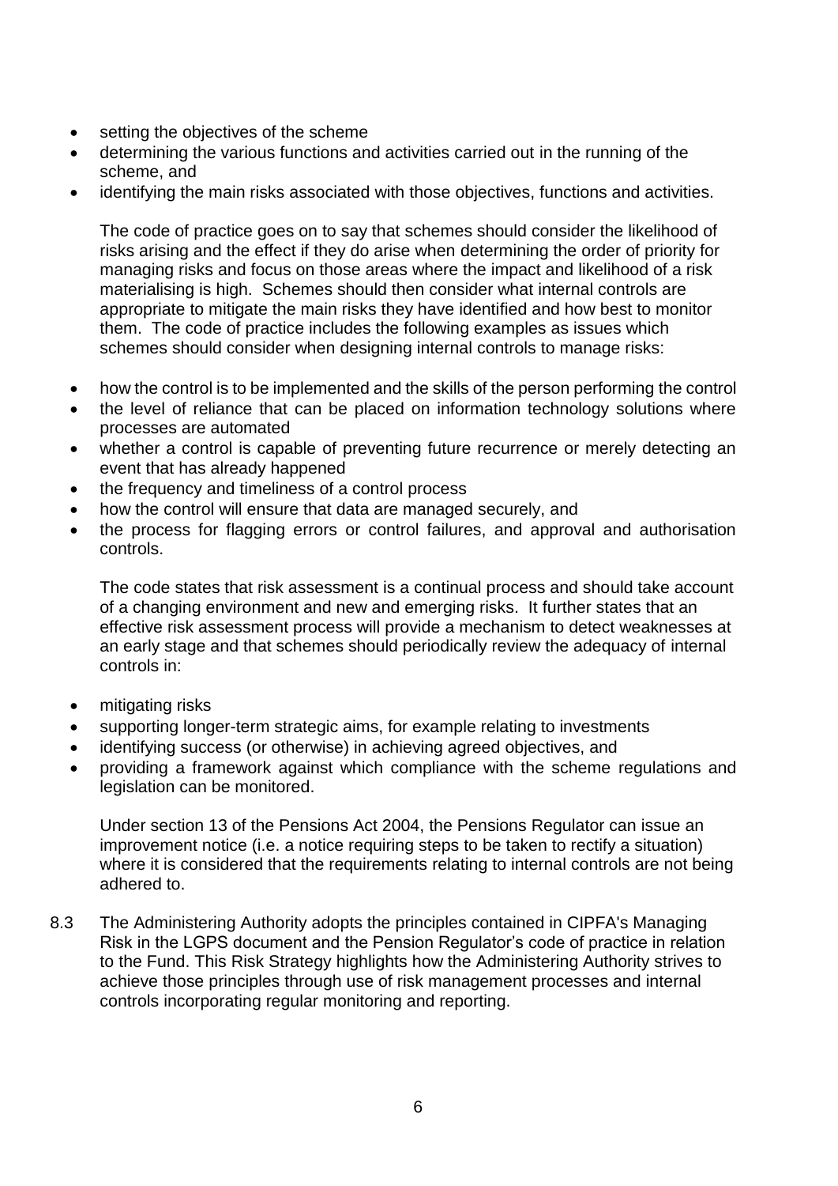- setting the objectives of the scheme
- determining the various functions and activities carried out in the running of the scheme, and
- identifying the main risks associated with those objectives, functions and activities.

The code of practice goes on to say that schemes should consider the likelihood of risks arising and the effect if they do arise when determining the order of priority for managing risks and focus on those areas where the impact and likelihood of a risk materialising is high. Schemes should then consider what internal controls are appropriate to mitigate the main risks they have identified and how best to monitor them. The code of practice includes the following examples as issues which schemes should consider when designing internal controls to manage risks:

- how the control is to be implemented and the skills of the person performing the control
- the level of reliance that can be placed on information technology solutions where processes are automated
- whether a control is capable of preventing future recurrence or merely detecting an event that has already happened
- the frequency and timeliness of a control process
- how the control will ensure that data are managed securely, and
- the process for flagging errors or control failures, and approval and authorisation controls.

The code states that risk assessment is a continual process and should take account of a changing environment and new and emerging risks. It further states that an effective risk assessment process will provide a mechanism to detect weaknesses at an early stage and that schemes should periodically review the adequacy of internal controls in:

- mitigating risks
- supporting longer-term strategic aims, for example relating to investments
- identifying success (or otherwise) in achieving agreed objectives, and
- providing a framework against which compliance with the scheme regulations and legislation can be monitored.

Under section 13 of the Pensions Act 2004, the Pensions Regulator can issue an improvement notice (i.e. a notice requiring steps to be taken to rectify a situation) where it is considered that the requirements relating to internal controls are not being adhered to.

8.3 The Administering Authority adopts the principles contained in CIPFA's Managing Risk in the LGPS document and the Pension Regulator's code of practice in relation to the Fund. This Risk Strategy highlights how the Administering Authority strives to achieve those principles through use of risk management processes and internal controls incorporating regular monitoring and reporting.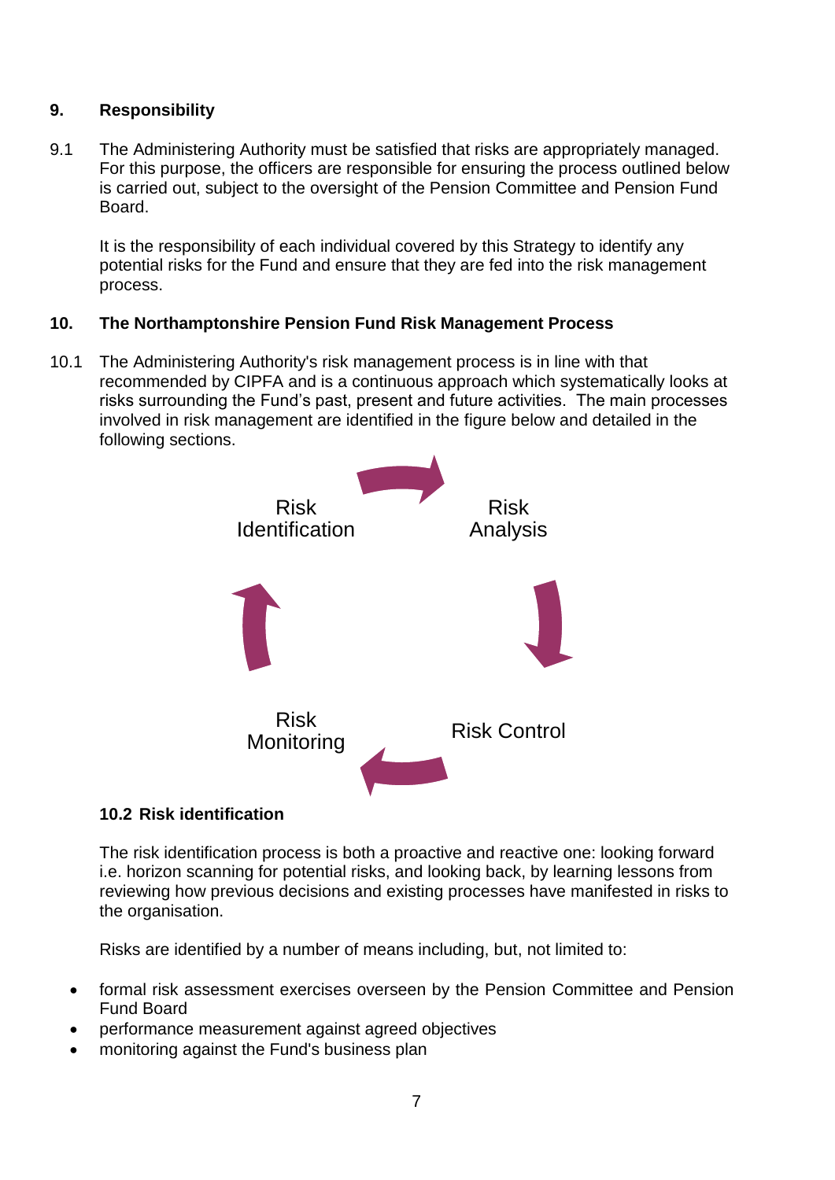## 9. Responsibility

9.1 The Administering Authority must be satisfied that risks are appropriately managed. For this purpose, the officers are responsible for ensuring the process outlined below is carried out, subject to the oversight of the Pension Committee and Pension Fund Board.

It is the responsibility of each individual covered by this Strategy to identify any potential risks for the Fund and ensure that they are fed into the risk management process.

## 10. The Northamptonshire Pension Fund Risk Management Process

10.1 The Administering Authority's risk management process is in line with that recommended by CIPFA and is a continuous approach which systematically looks at risks surrounding the Fund's past, present and future activities. The main processes involved in risk management are identified in the figure below and detailed in the following sections.

Risk Identification → Risk Analysis → Risk Control → Risk Monitoring → Risk Identification

### 10.2 Risk identification

The risk identification process is both a proactive and reactive one: looking forward i.e. horizon scanning for potential risks, and looking back, by learning lessons from reviewing how previous decisions and existing processes have manifested in risks to the organisation.

Risks are identified by a number of means including, but, not limited to:

- formal risk assessment exercises overseen by the Pension Committee and Pension Fund Board
- performance measurement against agreed objectives
- monitoring against the Fund's business plan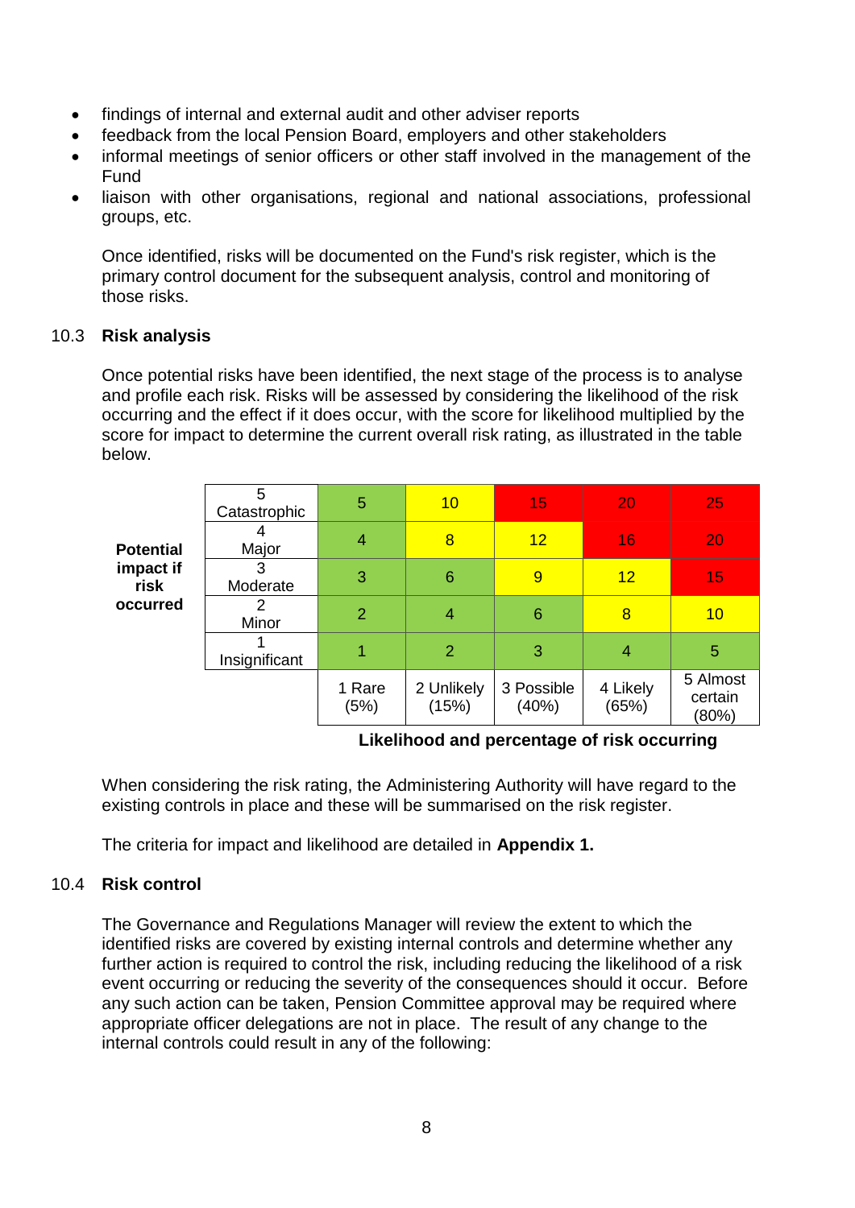- findings of internal and external audit and other adviser reports
- feedback from the local Pension Board, employers and other stakeholders
- informal meetings of senior officers or other staff involved in the management of the Fund
- liaison with other organisations, regional and national associations, professional groups, etc.

Once identified, risks will be documented on the Fund's risk register, which is the primary control document for the subsequent analysis, control and monitoring of those risks.

## 10.3 Risk analysis

Once potential risks have been identified, the next stage of the process is to analyse and profile each risk. Risks will be assessed by considering the likelihood of the risk occurring and the effect if it does occur, with the score for likelihood multiplied by the score for impact to determine the current overall risk rating, as illustrated in the table below.

| **Potential impact if risk occurred** | | | | | | |
|---|---|---|---|---|---|---|
| | 5 Catastrophic | 5 | 10 | 15 | 20 | 25 |
| | 4 Major | 4 | 8 | 12 | 16 | 20 |
| | 3 Moderate | 3 | 6 | 9 | 12 | 15 |
| | 2 Minor | 2 | 4 | 6 | 8 | 10 |
| | 1 Insignificant | 1 | 2 | 3 | 4 | 5 |
| | | 1 Rare (5%) | 2 Unlikely (15%) | 3 Possible (40%) | 4 Likely (65%) | 5 Almost certain (80%) |

**Likelihood and percentage of risk occurring**

When considering the risk rating, the Administering Authority will have regard to the existing controls in place and these will be summarised on the risk register.

The criteria for impact and likelihood are detailed in **Appendix 1.**

## 10.4 Risk control

The Governance and Regulations Manager will review the extent to which the identified risks are covered by existing internal controls and determine whether any further action is required to control the risk, including reducing the likelihood of a risk event occurring or reducing the severity of the consequences should it occur. Before any such action can be taken, Pension Committee approval may be required where appropriate officer delegations are not in place. The result of any change to the internal controls could result in any of the following: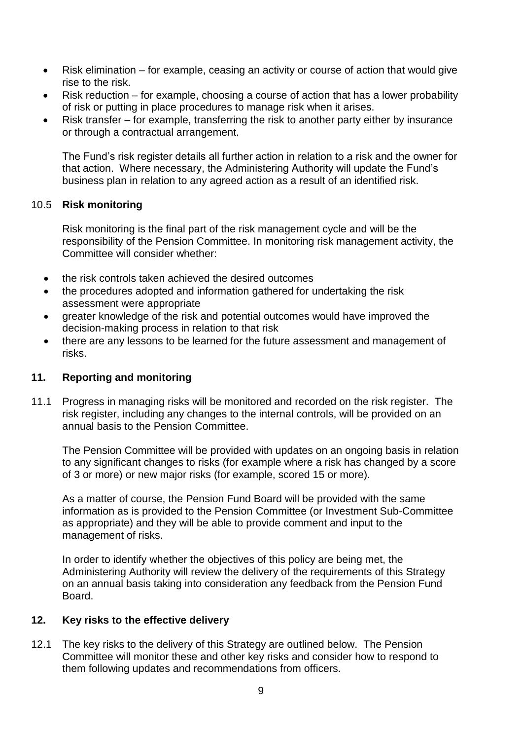- Risk elimination – for example, ceasing an activity or course of action that would give rise to the risk.
- Risk reduction – for example, choosing a course of action that has a lower probability of risk or putting in place procedures to manage risk when it arises.
- Risk transfer – for example, transferring the risk to another party either by insurance or through a contractual arrangement.

The Fund's risk register details all further action in relation to a risk and the owner for that action. Where necessary, the Administering Authority will update the Fund's business plan in relation to any agreed action as a result of an identified risk.

### 10.5 **Risk monitoring**

Risk monitoring is the final part of the risk management cycle and will be the responsibility of the Pension Committee. In monitoring risk management activity, the Committee will consider whether:

- the risk controls taken achieved the desired outcomes
- the procedures adopted and information gathered for undertaking the risk assessment were appropriate
- greater knowledge of the risk and potential outcomes would have improved the decision-making process in relation to that risk
- there are any lessons to be learned for the future assessment and management of risks.

## 11. Reporting and monitoring

11.1 Progress in managing risks will be monitored and recorded on the risk register. The risk register, including any changes to the internal controls, will be provided on an annual basis to the Pension Committee.

The Pension Committee will be provided with updates on an ongoing basis in relation to any significant changes to risks (for example where a risk has changed by a score of 3 or more) or new major risks (for example, scored 15 or more).

As a matter of course, the Pension Fund Board will be provided with the same information as is provided to the Pension Committee (or Investment Sub-Committee as appropriate) and they will be able to provide comment and input to the management of risks.

In order to identify whether the objectives of this policy are being met, the Administering Authority will review the delivery of the requirements of this Strategy on an annual basis taking into consideration any feedback from the Pension Fund Board.

## 12. Key risks to the effective delivery

12.1 The key risks to the delivery of this Strategy are outlined below. The Pension Committee will monitor these and other key risks and consider how to respond to them following updates and recommendations from officers.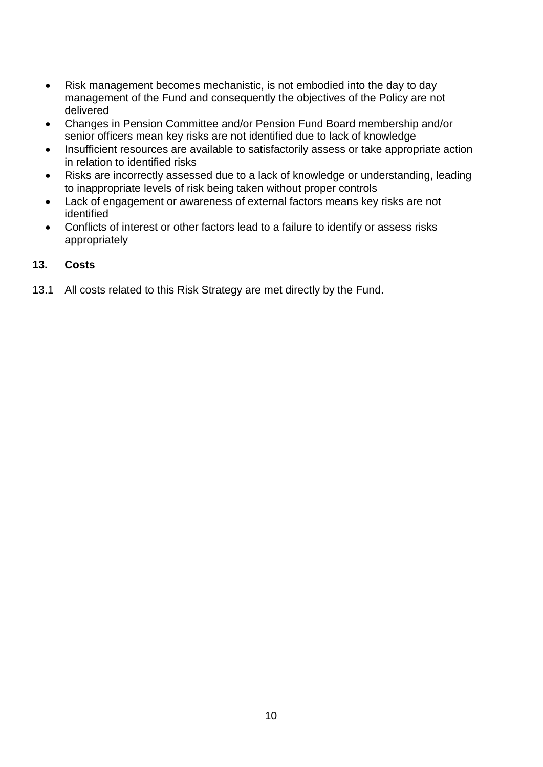- Risk management becomes mechanistic, is not embodied into the day to day management of the Fund and consequently the objectives of the Policy are not delivered
- Changes in Pension Committee and/or Pension Fund Board membership and/or senior officers mean key risks are not identified due to lack of knowledge
- Insufficient resources are available to satisfactorily assess or take appropriate action in relation to identified risks
- Risks are incorrectly assessed due to a lack of knowledge or understanding, leading to inappropriate levels of risk being taken without proper controls
- Lack of engagement or awareness of external factors means key risks are not identified
- Conflicts of interest or other factors lead to a failure to identify or assess risks appropriately

## 13. Costs

13.1 All costs related to this Risk Strategy are met directly by the Fund.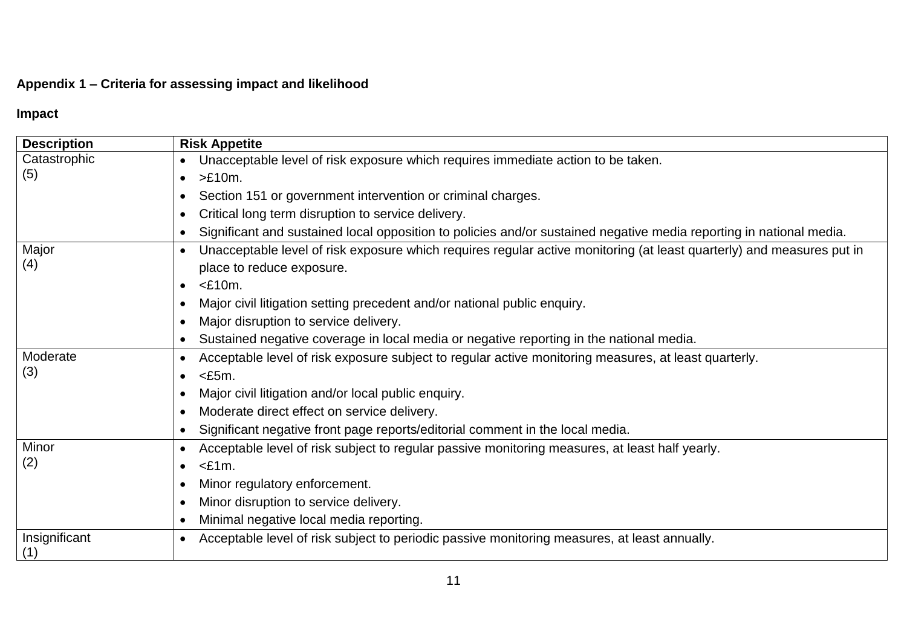**Appendix 1 – Criteria for assessing impact and likelihood**

**Impact**

| Description | Risk Appetite |
| --- | --- |
| Catastrophic (5) | • Unacceptable level of risk exposure which requires immediate action to be taken.<br>• >£10m.<br>• Section 151 or government intervention or criminal charges.<br>• Critical long term disruption to service delivery.<br>• Significant and sustained local opposition to policies and/or sustained negative media reporting in national media. |
| Major (4) | • Unacceptable level of risk exposure which requires regular active monitoring (at least quarterly) and measures put in place to reduce exposure.<br>• <£10m.<br>• Major civil litigation setting precedent and/or national public enquiry.<br>• Major disruption to service delivery.<br>• Sustained negative coverage in local media or negative reporting in the national media. |
| Moderate (3) | • Acceptable level of risk exposure subject to regular active monitoring measures, at least quarterly.<br>• <£5m.<br>• Major civil litigation and/or local public enquiry.<br>• Moderate direct effect on service delivery.<br>• Significant negative front page reports/editorial comment in the local media. |
| Minor (2) | • Acceptable level of risk subject to regular passive monitoring measures, at least half yearly.<br>• <£1m.<br>• Minor regulatory enforcement.<br>• Minor disruption to service delivery.<br>• Minimal negative local media reporting. |
| Insignificant (1) | • Acceptable level of risk subject to periodic passive monitoring measures, at least annually. |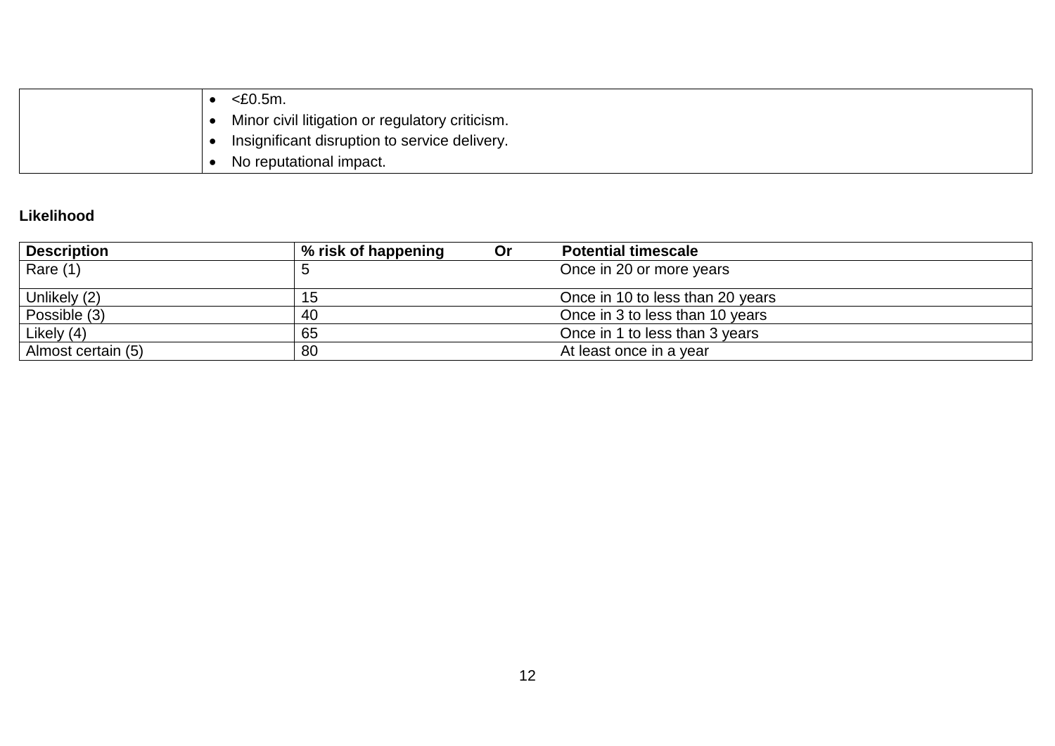| | |
|---|---|
| | • <£0.5m.<br>• Minor civil litigation or regulatory criticism.<br>• Insignificant disruption to service delivery.<br>• No reputational impact. |

**Likelihood**

| Description | % risk of happening | Or | Potential timescale |
|---|---|---|---|
| Rare (1) | 5 | | Once in 20 or more years |
| Unlikely (2) | 15 | | Once in 10 to less than 20 years |
| Possible (3) | 40 | | Once in 3 to less than 10 years |
| Likely (4) | 65 | | Once in 1 to less than 3 years |
| Almost certain (5) | 80 | | At least once in a year |